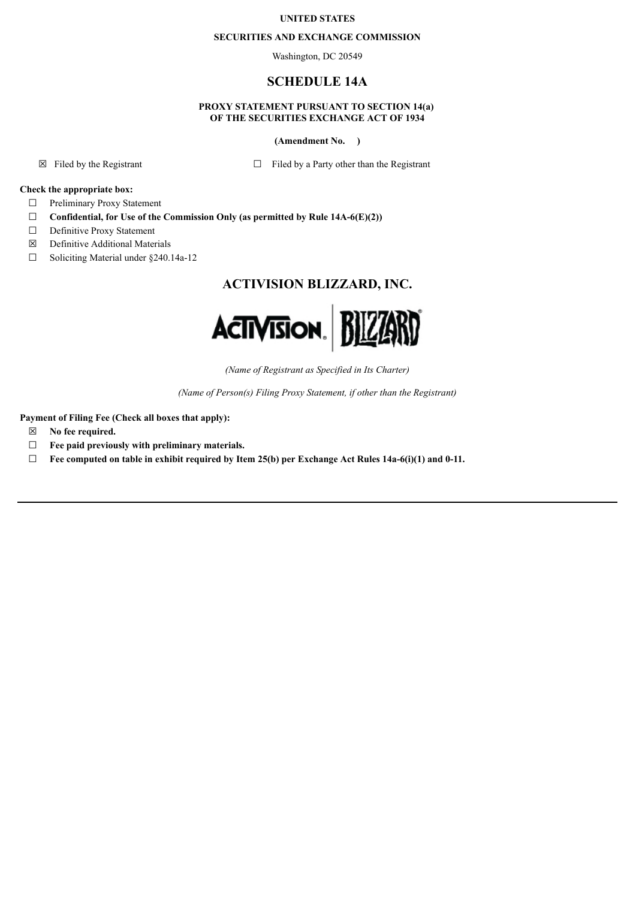**UNITED STATES**

**SECURITIES AND EXCHANGE COMMISSION**

Washington, DC 20549

# SCHEDULE 14A

**PROXY STATEMENT PURSUANT TO SECTION 14(a)**
**OF THE SECURITIES EXCHANGE ACT OF 1934**

**(Amendment No. )**

☒ Filed by the Registrant ☐ Filed by a Party other than the Registrant

**Check the appropriate box:**

☐ Preliminary Proxy Statement

☐ **Confidential, for Use of the Commission Only (as permitted by Rule 14A-6(E)(2))**

☐ Definitive Proxy Statement

☒ Definitive Additional Materials

☐ Soliciting Material under §240.14a-12

## ACTIVISION BLIZZARD, INC.

*(Name of Registrant as Specified in Its Charter)*

*(Name of Person(s) Filing Proxy Statement, if other than the Registrant)*

**Payment of Filing Fee (Check all boxes that apply):**

☒ **No fee required.**

☐ **Fee paid previously with preliminary materials.**

☐ **Fee computed on table in exhibit required by Item 25(b) per Exchange Act Rules 14a-6(i)(1) and 0-11.**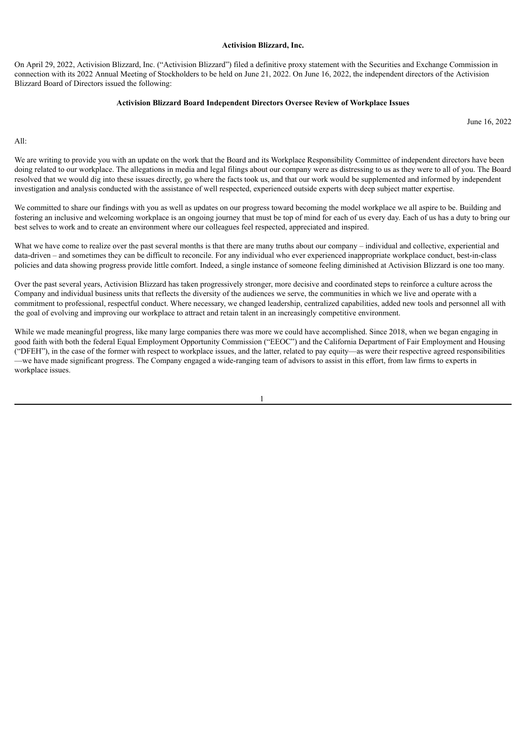**Activision Blizzard, Inc.**

On April 29, 2022, Activision Blizzard, Inc. ("Activision Blizzard") filed a definitive proxy statement with the Securities and Exchange Commission in connection with its 2022 Annual Meeting of Stockholders to be held on June 21, 2022. On June 16, 2022, the independent directors of the Activision Blizzard Board of Directors issued the following:

**Activision Blizzard Board Independent Directors Oversee Review of Workplace Issues**

June 16, 2022

All:

We are writing to provide you with an update on the work that the Board and its Workplace Responsibility Committee of independent directors have been doing related to our workplace. The allegations in media and legal filings about our company were as distressing to us as they were to all of you. The Board resolved that we would dig into these issues directly, go where the facts took us, and that our work would be supplemented and informed by independent investigation and analysis conducted with the assistance of well respected, experienced outside experts with deep subject matter expertise.

We committed to share our findings with you as well as updates on our progress toward becoming the model workplace we all aspire to be. Building and fostering an inclusive and welcoming workplace is an ongoing journey that must be top of mind for each of us every day. Each of us has a duty to bring our best selves to work and to create an environment where our colleagues feel respected, appreciated and inspired.

What we have come to realize over the past several months is that there are many truths about our company – individual and collective, experiential and data-driven – and sometimes they can be difficult to reconcile. For any individual who ever experienced inappropriate workplace conduct, best-in-class policies and data showing progress provide little comfort. Indeed, a single instance of someone feeling diminished at Activision Blizzard is one too many.

Over the past several years, Activision Blizzard has taken progressively stronger, more decisive and coordinated steps to reinforce a culture across the Company and individual business units that reflects the diversity of the audiences we serve, the communities in which we live and operate with a commitment to professional, respectful conduct. Where necessary, we changed leadership, centralized capabilities, added new tools and personnel all with the goal of evolving and improving our workplace to attract and retain talent in an increasingly competitive environment.

While we made meaningful progress, like many large companies there was more we could have accomplished. Since 2018, when we began engaging in good faith with both the federal Equal Employment Opportunity Commission ("EEOC") and the California Department of Fair Employment and Housing ("DFEH"), in the case of the former with respect to workplace issues, and the latter, related to pay equity—as were their respective agreed responsibilities—we have made significant progress. The Company engaged a wide-ranging team of advisors to assist in this effort, from law firms to experts in workplace issues.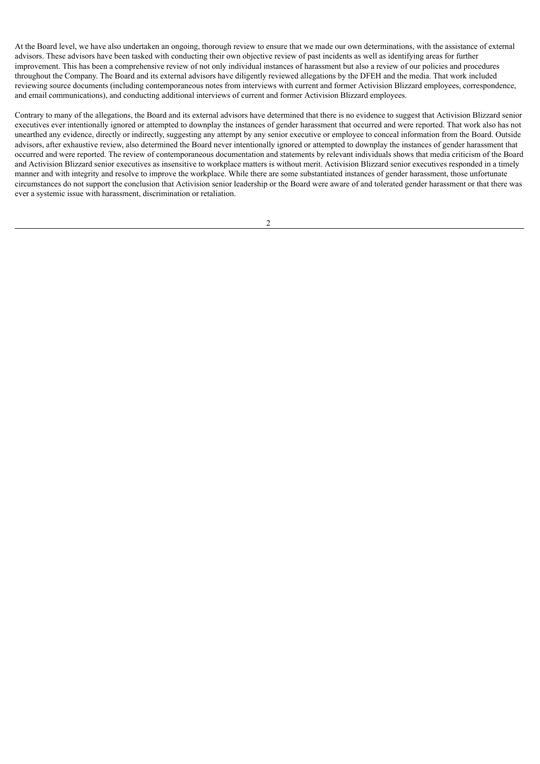At the Board level, we have also undertaken an ongoing, thorough review to ensure that we made our own determinations, with the assistance of external advisors. These advisors have been tasked with conducting their own objective review of past incidents as well as identifying areas for further improvement. This has been a comprehensive review of not only individual instances of harassment but also a review of our policies and procedures throughout the Company. The Board and its external advisors have diligently reviewed allegations by the DFEH and the media. That work included reviewing source documents (including contemporaneous notes from interviews with current and former Activision Blizzard employees, correspondence, and email communications), and conducting additional interviews of current and former Activision Blizzard employees.

Contrary to many of the allegations, the Board and its external advisors have determined that there is no evidence to suggest that Activision Blizzard senior executives ever intentionally ignored or attempted to downplay the instances of gender harassment that occurred and were reported. That work also has not unearthed any evidence, directly or indirectly, suggesting any attempt by any senior executive or employee to conceal information from the Board. Outside advisors, after exhaustive review, also determined the Board never intentionally ignored or attempted to downplay the instances of gender harassment that occurred and were reported. The review of contemporaneous documentation and statements by relevant individuals shows that media criticism of the Board and Activision Blizzard senior executives as insensitive to workplace matters is without merit. Activision Blizzard senior executives responded in a timely manner and with integrity and resolve to improve the workplace. While there are some substantiated instances of gender harassment, those unfortunate circumstances do not support the conclusion that Activision senior leadership or the Board were aware of and tolerated gender harassment or that there was ever a systemic issue with harassment, discrimination or retaliation.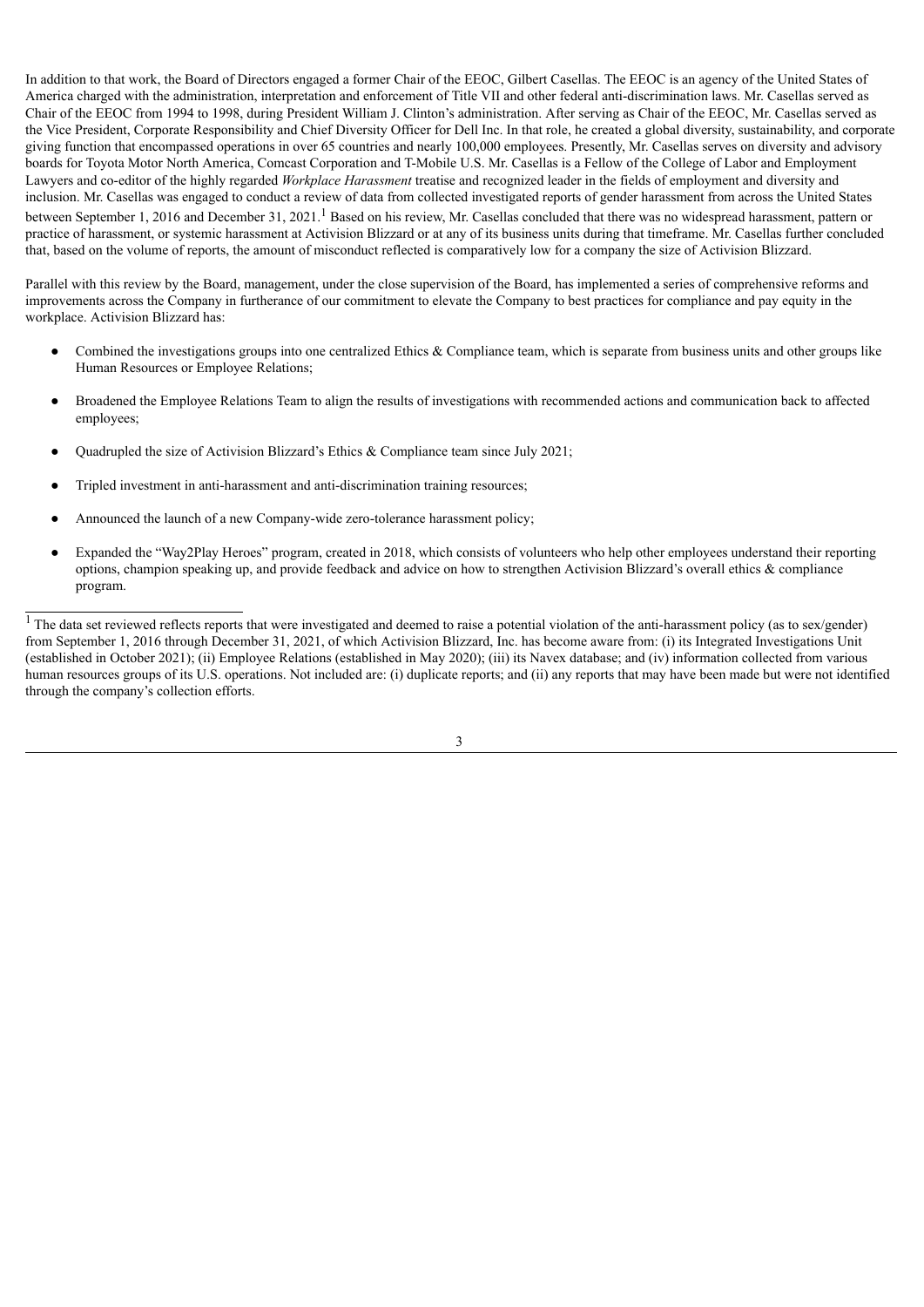In addition to that work, the Board of Directors engaged a former Chair of the EEOC, Gilbert Casellas. The EEOC is an agency of the United States of America charged with the administration, interpretation and enforcement of Title VII and other federal anti-discrimination laws. Mr. Casellas served as Chair of the EEOC from 1994 to 1998, during President William J. Clinton's administration. After serving as Chair of the EEOC, Mr. Casellas served as the Vice President, Corporate Responsibility and Chief Diversity Officer for Dell Inc. In that role, he created a global diversity, sustainability, and corporate giving function that encompassed operations in over 65 countries and nearly 100,000 employees. Presently, Mr. Casellas serves on diversity and advisory boards for Toyota Motor North America, Comcast Corporation and T-Mobile U.S. Mr. Casellas is a Fellow of the College of Labor and Employment Lawyers and co-editor of the highly regarded *Workplace Harassment* treatise and recognized leader in the fields of employment and diversity and inclusion. Mr. Casellas was engaged to conduct a review of data from collected investigated reports of gender harassment from across the United States between September 1, 2016 and December 31, 2021.[1] Based on his review, Mr. Casellas concluded that there was no widespread harassment, pattern or practice of harassment, or systemic harassment at Activision Blizzard or at any of its business units during that timeframe. Mr. Casellas further concluded that, based on the volume of reports, the amount of misconduct reflected is comparatively low for a company the size of Activision Blizzard.

Parallel with this review by the Board, management, under the close supervision of the Board, has implemented a series of comprehensive reforms and improvements across the Company in furtherance of our commitment to elevate the Company to best practices for compliance and pay equity in the workplace. Activision Blizzard has:

- Combined the investigations groups into one centralized Ethics & Compliance team, which is separate from business units and other groups like Human Resources or Employee Relations;
- Broadened the Employee Relations Team to align the results of investigations with recommended actions and communication back to affected employees;
- Quadrupled the size of Activision Blizzard's Ethics & Compliance team since July 2021;
- Tripled investment in anti-harassment and anti-discrimination training resources;
- Announced the launch of a new Company-wide zero-tolerance harassment policy;
- Expanded the "Way2Play Heroes" program, created in 2018, which consists of volunteers who help other employees understand their reporting options, champion speaking up, and provide feedback and advice on how to strengthen Activision Blizzard's overall ethics & compliance program.

---

[1] The data set reviewed reflects reports that were investigated and deemed to raise a potential violation of the anti-harassment policy (as to sex/gender) from September 1, 2016 through December 31, 2021, of which Activision Blizzard, Inc. has become aware from: (i) its Integrated Investigations Unit (established in October 2021); (ii) Employee Relations (established in May 2020); (iii) its Navex database; and (iv) information collected from various human resources groups of its U.S. operations. Not included are: (i) duplicate reports; and (ii) any reports that may have been made but were not identified through the company's collection efforts.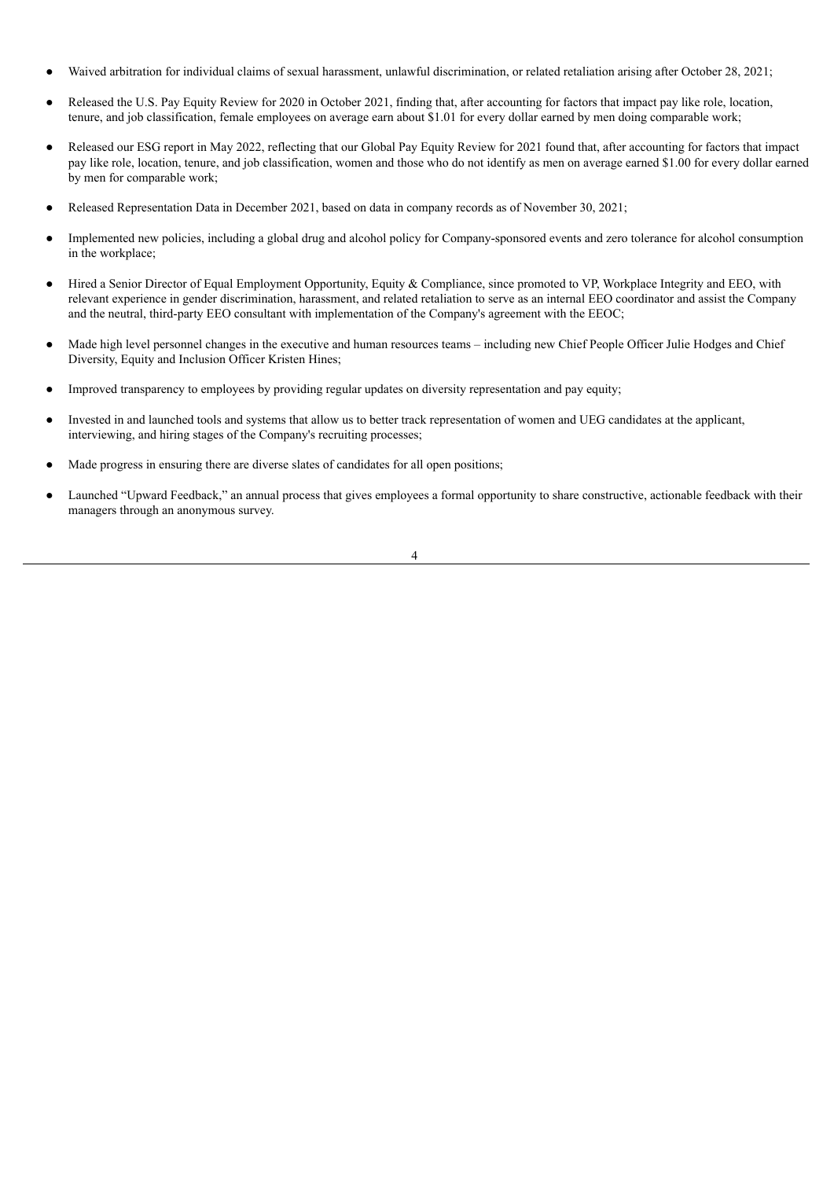- Waived arbitration for individual claims of sexual harassment, unlawful discrimination, or related retaliation arising after October 28, 2021;
- Released the U.S. Pay Equity Review for 2020 in October 2021, finding that, after accounting for factors that impact pay like role, location, tenure, and job classification, female employees on average earn about $1.01 for every dollar earned by men doing comparable work;
- Released our ESG report in May 2022, reflecting that our Global Pay Equity Review for 2021 found that, after accounting for factors that impact pay like role, location, tenure, and job classification, women and those who do not identify as men on average earned $1.00 for every dollar earned by men for comparable work;
- Released Representation Data in December 2021, based on data in company records as of November 30, 2021;
- Implemented new policies, including a global drug and alcohol policy for Company-sponsored events and zero tolerance for alcohol consumption in the workplace;
- Hired a Senior Director of Equal Employment Opportunity, Equity & Compliance, since promoted to VP, Workplace Integrity and EEO, with relevant experience in gender discrimination, harassment, and related retaliation to serve as an internal EEO coordinator and assist the Company and the neutral, third-party EEO consultant with implementation of the Company's agreement with the EEOC;
- Made high level personnel changes in the executive and human resources teams – including new Chief People Officer Julie Hodges and Chief Diversity, Equity and Inclusion Officer Kristen Hines;
- Improved transparency to employees by providing regular updates on diversity representation and pay equity;
- Invested in and launched tools and systems that allow us to better track representation of women and UEG candidates at the applicant, interviewing, and hiring stages of the Company's recruiting processes;
- Made progress in ensuring there are diverse slates of candidates for all open positions;
- Launched "Upward Feedback," an annual process that gives employees a formal opportunity to share constructive, actionable feedback with their managers through an anonymous survey.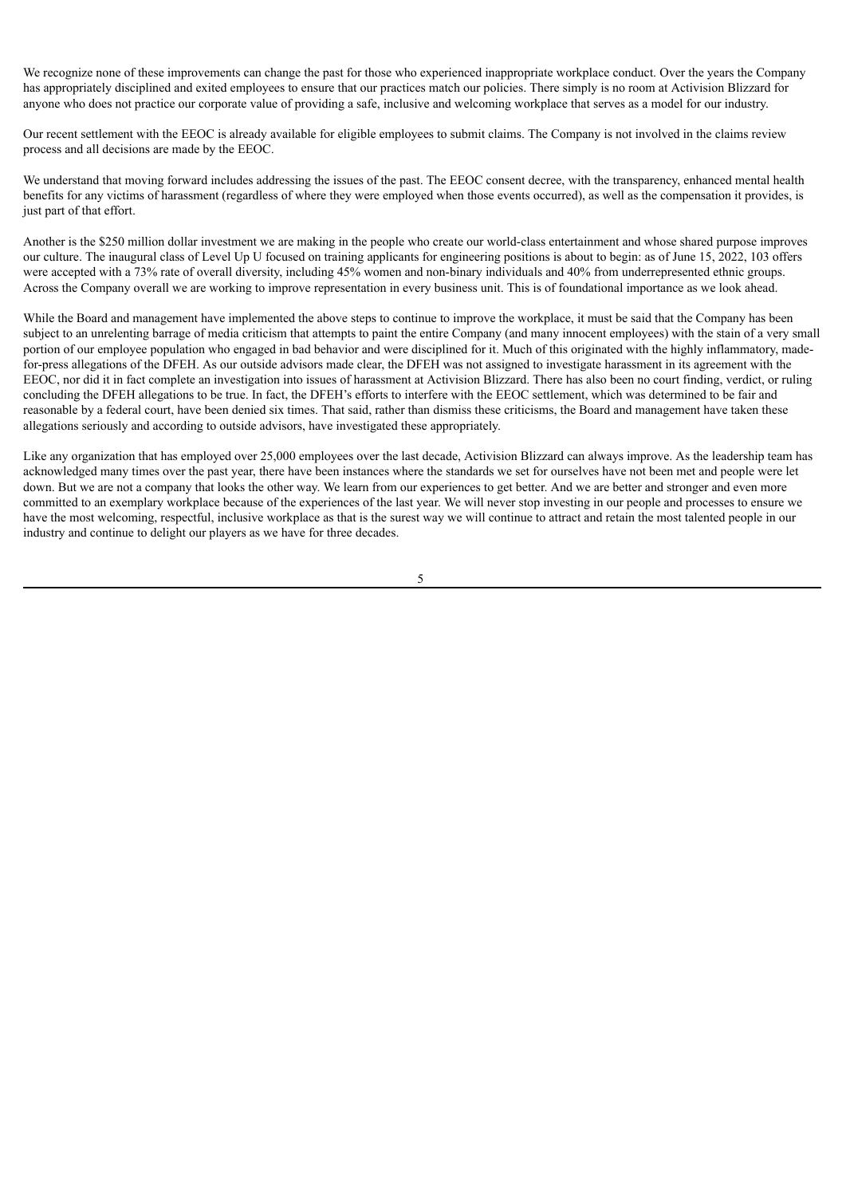We recognize none of these improvements can change the past for those who experienced inappropriate workplace conduct. Over the years the Company has appropriately disciplined and exited employees to ensure that our practices match our policies. There simply is no room at Activision Blizzard for anyone who does not practice our corporate value of providing a safe, inclusive and welcoming workplace that serves as a model for our industry.

Our recent settlement with the EEOC is already available for eligible employees to submit claims. The Company is not involved in the claims review process and all decisions are made by the EEOC.

We understand that moving forward includes addressing the issues of the past. The EEOC consent decree, with the transparency, enhanced mental health benefits for any victims of harassment (regardless of where they were employed when those events occurred), as well as the compensation it provides, is just part of that effort.

Another is the $250 million dollar investment we are making in the people who create our world-class entertainment and whose shared purpose improves our culture. The inaugural class of Level Up U focused on training applicants for engineering positions is about to begin: as of June 15, 2022, 103 offers were accepted with a 73% rate of overall diversity, including 45% women and non-binary individuals and 40% from underrepresented ethnic groups. Across the Company overall we are working to improve representation in every business unit. This is of foundational importance as we look ahead.

While the Board and management have implemented the above steps to continue to improve the workplace, it must be said that the Company has been subject to an unrelenting barrage of media criticism that attempts to paint the entire Company (and many innocent employees) with the stain of a very small portion of our employee population who engaged in bad behavior and were disciplined for it. Much of this originated with the highly inflammatory, made-for-press allegations of the DFEH. As our outside advisors made clear, the DFEH was not assigned to investigate harassment in its agreement with the EEOC, nor did it in fact complete an investigation into issues of harassment at Activision Blizzard. There has also been no court finding, verdict, or ruling concluding the DFEH allegations to be true. In fact, the DFEH's efforts to interfere with the EEOC settlement, which was determined to be fair and reasonable by a federal court, have been denied six times. That said, rather than dismiss these criticisms, the Board and management have taken these allegations seriously and according to outside advisors, have investigated these appropriately.

Like any organization that has employed over 25,000 employees over the last decade, Activision Blizzard can always improve. As the leadership team has acknowledged many times over the past year, there have been instances where the standards we set for ourselves have not been met and people were let down. But we are not a company that looks the other way. We learn from our experiences to get better. And we are better and stronger and even more committed to an exemplary workplace because of the experiences of the last year. We will never stop investing in our people and processes to ensure we have the most welcoming, respectful, inclusive workplace as that is the surest way we will continue to attract and retain the most talented people in our industry and continue to delight our players as we have for three decades.